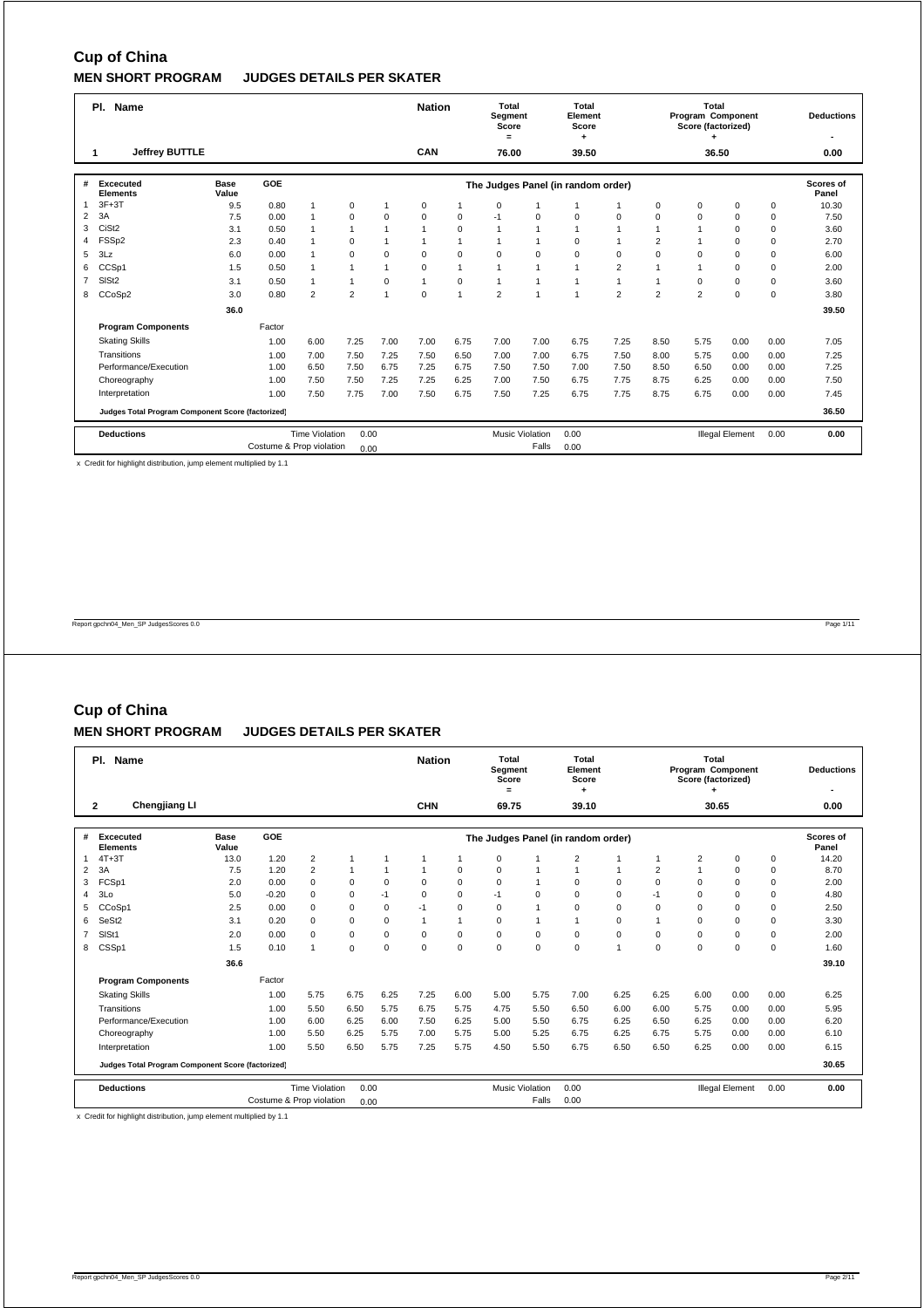# Cup of China

## MEN SHORT PROGRAM JUDGES DETAILS PER SKATER

| Pl. | Name | Nation | Total Segment Score = | Total Element Score + | Total Program Component Score (factorized) + | Deductions - |
|---|---|---|---|---|---|---|
| 1 | Jeffrey BUTTLE | CAN | 76.00 | 39.50 | 36.50 | 0.00 |

| # | Excecuted Elements | Base Value | GOE | The Judges Panel (in random order) | | | | | | | | | | | | Scores of Panel |
|---|---|---|---|---|---|---|---|---|---|---|---|---|---|---|---|---|
| 1 | 3F+3T | 9.5 | 0.80 | 1 | 0 | 1 | 0 | 1 | 0 | 1 | 1 | 1 | 0 | 0 | 0 | 10.30 |
| 2 | 3A | 7.5 | 0.00 | 1 | 0 | 0 | 0 | 0 | -1 | 0 | 0 | 0 | 0 | 0 | 0 | 7.50 |
| 3 | CiSt2 | 3.1 | 0.50 | 1 | 1 | 1 | 1 | 0 | 1 | 1 | 1 | 1 | 1 | 1 | 0 | 3.60 |
| 4 | FSSp2 | 2.3 | 0.40 | 1 | 0 | 1 | 1 | 1 | 1 | 1 | 0 | 1 | 2 | 1 | 0 | 2.70 |
| 5 | 3Lz | 6.0 | 0.00 | 1 | 0 | 0 | 0 | 0 | 0 | 0 | 0 | 0 | 0 | 0 | 0 | 6.00 |
| 6 | CCSp1 | 1.5 | 0.50 | 1 | 1 | 1 | 0 | 1 | 1 | 1 | 1 | 2 | 1 | 1 | 0 | 2.00 |
| 7 | SlSt2 | 3.1 | 0.50 | 1 | 1 | 0 | 1 | 0 | 1 | 1 | 1 | 1 | 1 | 0 | 0 | 3.60 |
| 8 | CCoSp2 | 3.0 | 0.80 | 2 | 2 | 1 | 0 | 1 | 2 | 1 | 1 | 2 | 2 | 2 | 0 | 3.80 |
| | | 36.0 | | | | | | | | | | | | | | 39.50 |

| Program Components | Factor | | | | | | | | | | | | | Scores of Panel |
|---|---|---|---|---|---|---|---|---|---|---|---|---|---|---|
| Skating Skills | 1.00 | 6.00 | 7.25 | 7.00 | 7.00 | 6.75 | 7.00 | 7.00 | 6.75 | 7.25 | 8.50 | 5.75 | 0.00 | 7.05 |
| Transitions | 1.00 | 7.00 | 7.50 | 7.25 | 7.50 | 6.50 | 7.00 | 7.00 | 6.75 | 7.50 | 8.00 | 5.75 | 0.00 | 7.25 |
| Performance/Execution | 1.00 | 6.50 | 7.50 | 6.75 | 7.25 | 6.75 | 7.50 | 7.50 | 7.00 | 7.50 | 8.50 | 6.50 | 0.00 | 7.25 |
| Choreography | 1.00 | 7.50 | 7.50 | 7.25 | 7.25 | 6.25 | 7.00 | 7.50 | 6.75 | 7.75 | 8.75 | 6.25 | 0.00 | 7.50 |
| Interpretation | 1.00 | 7.50 | 7.75 | 7.00 | 7.50 | 6.75 | 7.50 | 7.25 | 6.75 | 7.75 | 8.75 | 6.75 | 0.00 | 7.45 |
| Judges Total Program Component Score (factorized) | | | | | | | | | | | | | | 36.50 |

| Deductions | | | | | | | |
|---|---|---|---|---|---|---|---|
| Time Violation | 0.00 | Music Violation | 0.00 | Illegal Element | 0.00 | | 0.00 |
| Costume & Prop violation | 0.00 | Falls | 0.00 | | | | |

x Credit for highlight distribution, jump element multiplied by 1.1

# Cup of China

## MEN SHORT PROGRAM JUDGES DETAILS PER SKATER

| Pl. | Name | Nation | Total Segment Score = | Total Element Score + | Total Program Component Score (factorized) + | Deductions - |
|---|---|---|---|---|---|---|
| 2 | Chengjiang LI | CHN | 69.75 | 39.10 | 30.65 | 0.00 |

| # | Excecuted Elements | Base Value | GOE | The Judges Panel (in random order) | | | | | | | | | | | | Scores of Panel |
|---|---|---|---|---|---|---|---|---|---|---|---|---|---|---|---|---|
| 1 | 4T+3T | 13.0 | 1.20 | 2 | 1 | 1 | 1 | 1 | 0 | 1 | 2 | 1 | 1 | 2 | 0 | 14.20 |
| 2 | 3A | 7.5 | 1.20 | 2 | 1 | 1 | 1 | 0 | 0 | 1 | 1 | 1 | 2 | 1 | 0 | 8.70 |
| 3 | FCSp1 | 2.0 | 0.00 | 0 | 0 | 0 | 0 | 0 | 0 | 1 | 0 | 0 | 0 | 0 | 0 | 2.00 |
| 4 | 3Lo | 5.0 | -0.20 | 0 | 0 | -1 | 0 | 0 | -1 | 0 | 0 | 0 | -1 | 0 | 0 | 4.80 |
| 5 | CCoSp1 | 2.5 | 0.00 | 0 | 0 | 0 | -1 | 0 | 0 | 1 | 0 | 0 | 0 | 0 | 0 | 2.50 |
| 6 | SeSt2 | 3.1 | 0.20 | 0 | 0 | 0 | 1 | 1 | 0 | 1 | 1 | 0 | 1 | 0 | 0 | 3.30 |
| 7 | SlSt1 | 2.0 | 0.00 | 0 | 0 | 0 | 0 | 0 | 0 | 0 | 0 | 0 | 0 | 0 | 0 | 2.00 |
| 8 | CSSp1 | 1.5 | 0.10 | 1 | 0 | 0 | 0 | 0 | 0 | 0 | 0 | 1 | 0 | 0 | 0 | 1.60 |
| | | 36.6 | | | | | | | | | | | | | | 39.10 |

| Program Components | Factor | | | | | | | | | | | | | Scores of Panel |
|---|---|---|---|---|---|---|---|---|---|---|---|---|---|---|
| Skating Skills | 1.00 | 5.75 | 6.75 | 6.25 | 7.25 | 6.00 | 5.00 | 5.75 | 7.00 | 6.25 | 6.25 | 6.00 | 0.00 | 6.25 |
| Transitions | 1.00 | 5.50 | 6.50 | 5.75 | 6.75 | 5.75 | 4.75 | 5.50 | 6.50 | 6.00 | 6.00 | 5.75 | 0.00 | 5.95 |
| Performance/Execution | 1.00 | 6.00 | 6.25 | 6.00 | 7.50 | 6.25 | 5.00 | 5.50 | 6.75 | 6.25 | 6.50 | 6.25 | 0.00 | 6.20 |
| Choreography | 1.00 | 5.50 | 6.25 | 5.75 | 7.00 | 5.75 | 5.00 | 5.25 | 6.75 | 6.25 | 6.75 | 5.75 | 0.00 | 6.10 |
| Interpretation | 1.00 | 5.50 | 6.50 | 5.75 | 7.25 | 5.75 | 4.50 | 5.50 | 6.75 | 6.50 | 6.50 | 6.25 | 0.00 | 6.15 |
| Judges Total Program Component Score (factorized) | | | | | | | | | | | | | | 30.65 |

| Deductions | | | | | | | |
|---|---|---|---|---|---|---|---|
| Time Violation | 0.00 | Music Violation | 0.00 | Illegal Element | 0.00 | | 0.00 |
| Costume & Prop violation | 0.00 | Falls | 0.00 | | | | |

x Credit for highlight distribution, jump element multiplied by 1.1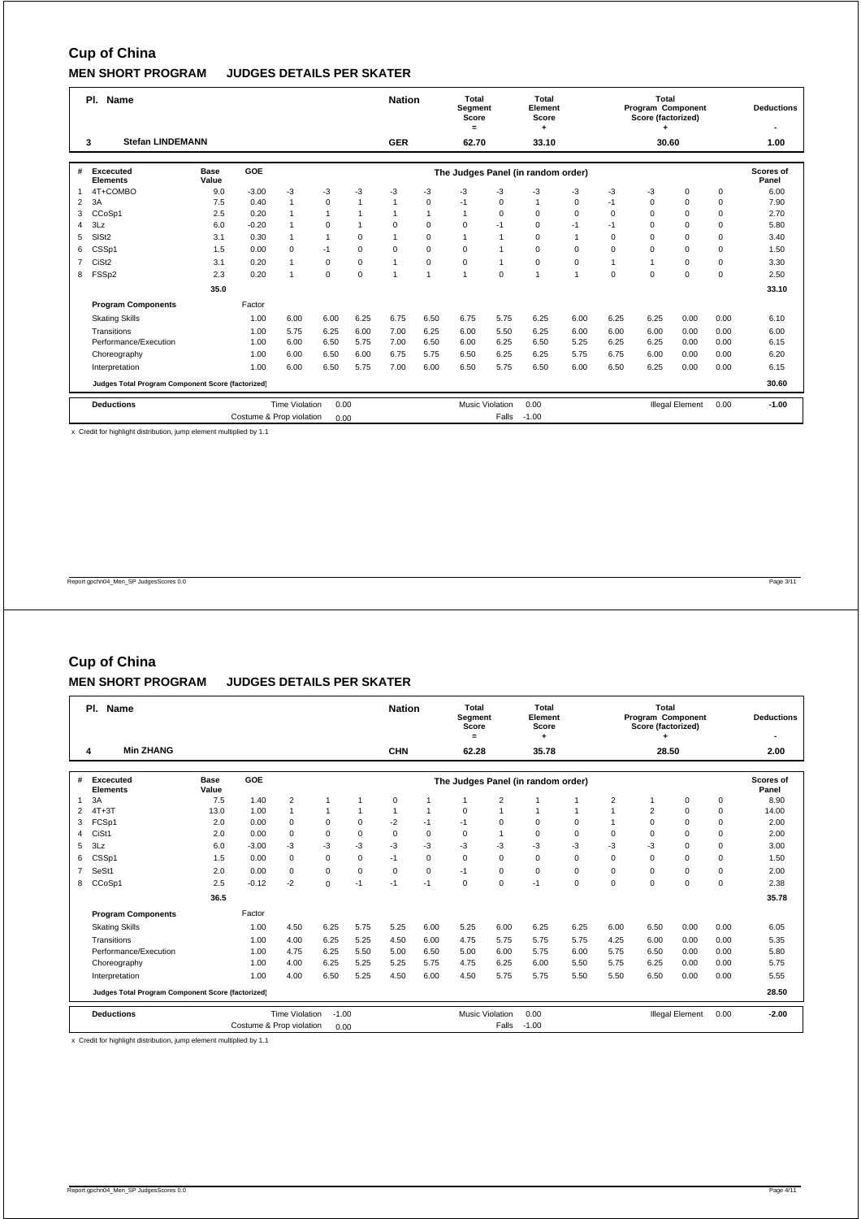# Cup of China

## MEN SHORT PROGRAM JUDGES DETAILS PER SKATER

| Pl. | Name | Nation | Total Segment Score = | Total Element Score + | Total Program Component Score (factorized) + | Deductions - |
|---|---|---|---|---|---|---|
| 3 | Stefan LINDEMANN | GER | 62.70 | 33.10 | 30.60 | 1.00 |

| # | Excecuted Elements | Base Value | GOE | | | | | | The Judges Panel (in random order) | | | | | | | | Scores of Panel |
|---|---|---|---|---|---|---|---|---|---|---|---|---|---|---|---|---|---|
| 1 | 4T+COMBO | 9.0 | -3.00 | -3 | -3 | -3 | -3 | -3 | -3 | -3 | -3 | -3 | -3 | -3 | 0 | 0 | 6.00 |
| 2 | 3A | 7.5 | 0.40 | 1 | 0 | 1 | 1 | 0 | -1 | 0 | 1 | 0 | -1 | 0 | 0 | 0 | 7.90 |
| 3 | CCoSp1 | 2.5 | 0.20 | 1 | 1 | 1 | 1 | 1 | 1 | 0 | 0 | 0 | 0 | 0 | 0 | 0 | 2.70 |
| 4 | 3Lz | 6.0 | -0.20 | 1 | 0 | 1 | 0 | 0 | 0 | -1 | 0 | -1 | -1 | 0 | 0 | 0 | 5.80 |
| 5 | SlSt2 | 3.1 | 0.30 | 1 | 1 | 0 | 1 | 0 | 1 | 1 | 0 | 1 | 0 | 0 | 0 | 0 | 3.40 |
| 6 | CSSp1 | 1.5 | 0.00 | 0 | -1 | 0 | 0 | 0 | 0 | 1 | 0 | 0 | 0 | 0 | 0 | 0 | 1.50 |
| 7 | CiSt2 | 3.1 | 0.20 | 1 | 0 | 0 | 1 | 0 | 0 | 1 | 0 | 0 | 1 | 1 | 0 | 0 | 3.30 |
| 8 | FSSp2 | 2.3 | 0.20 | 1 | 0 | 0 | 1 | 1 | 1 | 0 | 1 | 1 | 0 | 0 | 0 | 0 | 2.50 |
| | | 35.0 | | | | | | | | | | | | | | | 33.10 |
| | **Program Components** | | Factor | | | | | | | | | | | | | | |
| | Skating Skills | | 1.00 | 6.00 | 6.00 | 6.25 | 6.75 | 6.50 | 6.75 | 5.75 | 6.25 | 6.00 | 6.25 | 6.25 | 0.00 | 0.00 | 6.10 |
| | Transitions | | 1.00 | 5.75 | 6.25 | 6.00 | 7.00 | 6.25 | 6.00 | 5.50 | 6.25 | 6.00 | 6.00 | 6.00 | 0.00 | 0.00 | 6.00 |
| | Performance/Execution | | 1.00 | 6.00 | 6.50 | 5.75 | 7.00 | 6.50 | 6.00 | 6.25 | 6.50 | 5.25 | 6.25 | 6.25 | 0.00 | 0.00 | 6.15 |
| | Choreography | | 1.00 | 6.00 | 6.50 | 6.00 | 6.75 | 5.75 | 6.50 | 6.25 | 6.25 | 5.75 | 6.75 | 6.00 | 0.00 | 0.00 | 6.20 |
| | Interpretation | | 1.00 | 6.00 | 6.50 | 5.75 | 7.00 | 6.00 | 6.50 | 5.75 | 6.50 | 6.00 | 6.50 | 6.25 | 0.00 | 0.00 | 6.15 |
| | **Judges Total Program Component Score (factorized)** | | | | | | | | | | | | | | | | 30.60 |

| Deductions | | | | | | | |
|---|---|---|---|---|---|---|---|
| | Time Violation | 0.00 | Music Violation | 0.00 | Illegal Element | 0.00 | -1.00 |
| | Costume & Prop violation | 0.00 | Falls | -1.00 | | | |

x Credit for highlight distribution, jump element multiplied by 1.1

Report gpchn04_Men_SP JudgesScores 0.0

# Cup of China

## MEN SHORT PROGRAM JUDGES DETAILS PER SKATER

| Pl. | Name | Nation | Total Segment Score = | Total Element Score + | Total Program Component Score (factorized) + | Deductions - |
|---|---|---|---|---|---|---|
| 4 | Min ZHANG | CHN | 62.28 | 35.78 | 28.50 | 2.00 |

| # | Excecuted Elements | Base Value | GOE | | | | | | The Judges Panel (in random order) | | | | | | | | Scores of Panel |
|---|---|---|---|---|---|---|---|---|---|---|---|---|---|---|---|---|---|
| 1 | 3A | 7.5 | 1.40 | 2 | 1 | 1 | 0 | 1 | 1 | 2 | 1 | 1 | 2 | 1 | 0 | 0 | 8.90 |
| 2 | 4T+3T | 13.0 | 1.00 | 1 | 1 | 1 | 1 | 1 | 0 | 1 | 1 | 1 | 1 | 2 | 0 | 0 | 14.00 |
| 3 | FCSp1 | 2.0 | 0.00 | 0 | 0 | 0 | -2 | -1 | -1 | 0 | 0 | 0 | 1 | 0 | 0 | 0 | 2.00 |
| 4 | CiSt1 | 2.0 | 0.00 | 0 | 0 | 0 | 0 | 0 | 0 | 1 | 0 | 0 | 0 | 0 | 0 | 0 | 2.00 |
| 5 | 3Lz | 6.0 | -3.00 | -3 | -3 | -3 | -3 | -3 | -3 | -3 | -3 | -3 | -3 | -3 | 0 | 0 | 3.00 |
| 6 | CSSp1 | 1.5 | 0.00 | 0 | 0 | 0 | -1 | 0 | 0 | 0 | 0 | 0 | 0 | 0 | 0 | 0 | 1.50 |
| 7 | SeSt1 | 2.0 | 0.00 | 0 | 0 | 0 | 0 | 0 | -1 | 0 | 0 | 0 | 0 | 0 | 0 | 0 | 2.00 |
| 8 | CCoSp1 | 2.5 | -0.12 | -2 | 0 | -1 | -1 | -1 | 0 | 0 | -1 | 0 | 0 | 0 | 0 | 0 | 2.38 |
| | | 36.5 | | | | | | | | | | | | | | | 35.78 |
| | **Program Components** | | Factor | | | | | | | | | | | | | | |
| | Skating Skills | | 1.00 | 4.50 | 6.25 | 5.75 | 5.25 | 6.00 | 5.25 | 6.00 | 6.25 | 6.25 | 6.00 | 6.50 | 0.00 | 0.00 | 6.05 |
| | Transitions | | 1.00 | 4.00 | 6.25 | 5.25 | 4.50 | 6.00 | 4.75 | 5.75 | 5.75 | 5.75 | 4.25 | 6.00 | 0.00 | 0.00 | 5.35 |
| | Performance/Execution | | 1.00 | 4.75 | 6.25 | 5.50 | 5.00 | 6.50 | 5.00 | 6.00 | 5.75 | 6.00 | 5.75 | 6.50 | 0.00 | 0.00 | 5.80 |
| | Choreography | | 1.00 | 4.00 | 6.25 | 5.25 | 5.25 | 5.75 | 4.75 | 6.25 | 6.00 | 5.50 | 5.75 | 6.25 | 0.00 | 0.00 | 5.75 |
| | Interpretation | | 1.00 | 4.00 | 6.50 | 5.25 | 4.50 | 6.00 | 4.50 | 5.75 | 5.75 | 5.50 | 5.50 | 6.50 | 0.00 | 0.00 | 5.55 |
| | **Judges Total Program Component Score (factorized)** | | | | | | | | | | | | | | | | 28.50 |

| Deductions | | | | | | | |
|---|---|---|---|---|---|---|---|
| | Time Violation | -1.00 | Music Violation | 0.00 | Illegal Element | 0.00 | -2.00 |
| | Costume & Prop violation | 0.00 | Falls | -1.00 | | | |

x Credit for highlight distribution, jump element multiplied by 1.1

Report gpchn04_Men_SP JudgesScores 0.0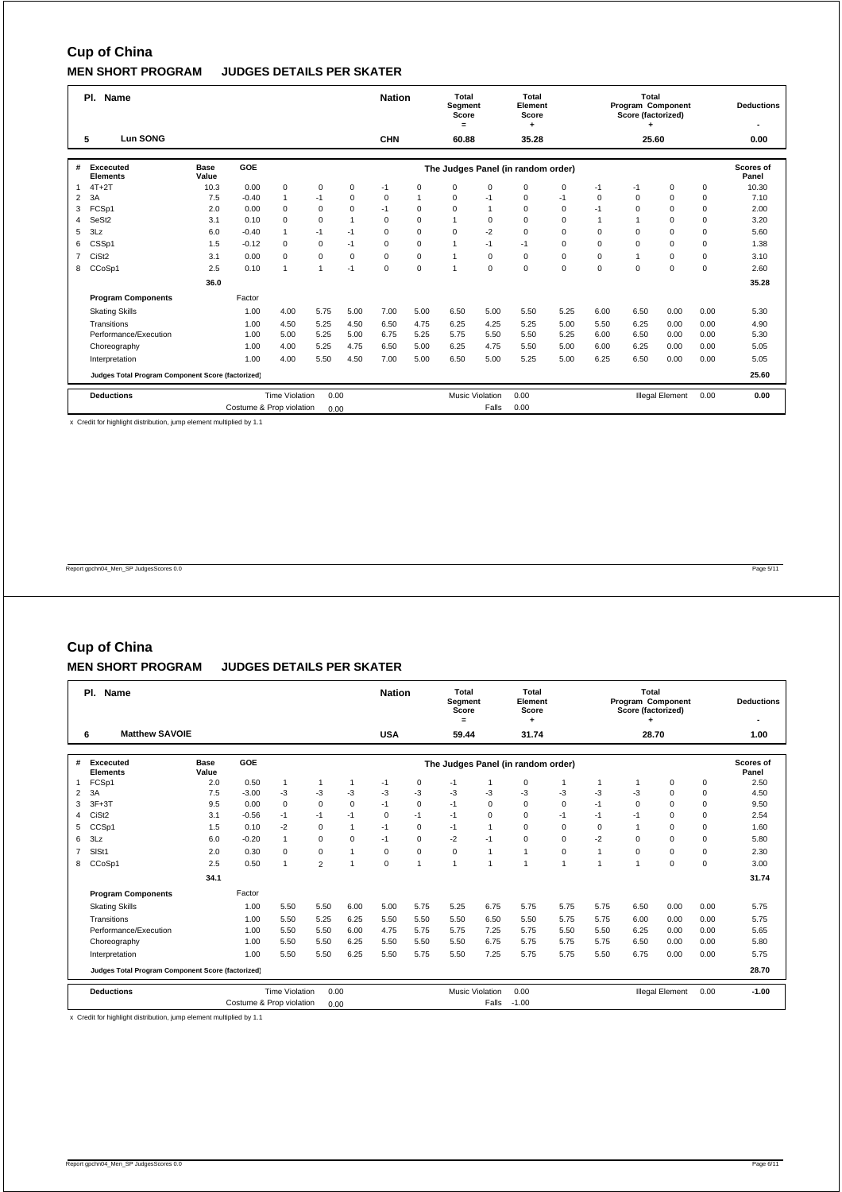# Cup of China

## MEN SHORT PROGRAM JUDGES DETAILS PER SKATER

| Pl. | Name | Nation | Total Segment Score = | Total Element Score + | Total Program Component Score (factorized) + | Deductions - |
|---|---|---|---|---|---|---|
| 5 | Lun SONG | CHN | 60.88 | 35.28 | 25.60 | 0.00 |

| # | Excecuted Elements | Base Value | GOE | The Judges Panel (in random order) | | | | | | | | | | | | Scores of Panel |
|---|---|---|---|---|---|---|---|---|---|---|---|---|---|---|---|---|
| 1 | 4T+2T | 10.3 | 0.00 | 0 | 0 | 0 | -1 | 0 | 0 | 0 | 0 | 0 | -1 | -1 | 0 | 0 | 10.30 |
| 2 | 3A | 7.5 | -0.40 | 1 | -1 | 0 | 0 | 1 | 0 | -1 | 0 | -1 | 0 | 0 | 0 | 0 | 7.10 |
| 3 | FCSp1 | 2.0 | 0.00 | 0 | 0 | 0 | -1 | 0 | 0 | 1 | 0 | 0 | -1 | 0 | 0 | 0 | 2.00 |
| 4 | SeSt2 | 3.1 | 0.10 | 0 | 0 | 1 | 0 | 0 | 1 | 0 | 0 | 0 | 1 | 1 | 0 | 0 | 3.20 |
| 5 | 3Lz | 6.0 | -0.40 | 1 | -1 | -1 | 0 | 0 | 0 | -2 | 0 | 0 | 0 | 0 | 0 | 0 | 5.60 |
| 6 | CSSp1 | 1.5 | -0.12 | 0 | 0 | -1 | 0 | 0 | 1 | -1 | -1 | 0 | 0 | 0 | 0 | 0 | 1.38 |
| 7 | CiSt2 | 3.1 | 0.00 | 0 | 0 | 0 | 0 | 0 | 1 | 0 | 0 | 0 | 0 | 1 | 0 | 0 | 3.10 |
| 8 | CCoSp1 | 2.5 | 0.10 | 1 | 1 | -1 | 0 | 0 | 1 | 0 | 0 | 0 | 0 | 0 | 0 | 0 | 2.60 |
| | | 36.0 | | | | | | | | | | | | | | | 35.28 |

| Program Components | Factor | | | | | | | | | | | | | | Scores of Panel |
|---|---|---|---|---|---|---|---|---|---|---|---|---|---|---|---|
| Skating Skills | 1.00 | 4.00 | 5.75 | 5.00 | 7.00 | 5.00 | 6.50 | 5.00 | 5.50 | 5.25 | 6.00 | 6.50 | 0.00 | 0.00 | 5.30 |
| Transitions | 1.00 | 4.50 | 5.25 | 4.50 | 6.50 | 4.75 | 6.25 | 4.25 | 5.25 | 5.00 | 5.50 | 6.25 | 0.00 | 0.00 | 4.90 |
| Performance/Execution | 1.00 | 5.00 | 5.25 | 5.00 | 6.75 | 5.25 | 5.75 | 5.50 | 5.50 | 5.25 | 6.00 | 6.50 | 0.00 | 0.00 | 5.30 |
| Choreography | 1.00 | 4.00 | 5.25 | 4.75 | 6.50 | 5.00 | 6.25 | 4.75 | 5.50 | 5.00 | 6.00 | 6.25 | 0.00 | 0.00 | 5.05 |
| Interpretation | 1.00 | 4.00 | 5.50 | 4.50 | 7.00 | 5.00 | 6.50 | 5.00 | 5.25 | 5.00 | 6.25 | 6.50 | 0.00 | 0.00 | 5.05 |
| Judges Total Program Component Score (factorized) | | | | | | | | | | | | | | | 25.60 |

| Deductions | | | | | | | |
|---|---|---|---|---|---|---|---|
| Time Violation | 0.00 | Music Violation | 0.00 | Illegal Element | 0.00 | | 0.00 |
| Costume & Prop violation | 0.00 | Falls | 0.00 | | | | |

x Credit for highlight distribution, jump element multiplied by 1.1

# Cup of China

## MEN SHORT PROGRAM JUDGES DETAILS PER SKATER

| Pl. | Name | Nation | Total Segment Score = | Total Element Score + | Total Program Component Score (factorized) + | Deductions - |
|---|---|---|---|---|---|---|
| 6 | Matthew SAVOIE | USA | 59.44 | 31.74 | 28.70 | 1.00 |

| # | Excecuted Elements | Base Value | GOE | The Judges Panel (in random order) | | | | | | | | | | | | Scores of Panel |
|---|---|---|---|---|---|---|---|---|---|---|---|---|---|---|---|---|
| 1 | FCSp1 | 2.0 | 0.50 | 1 | 1 | 1 | -1 | 0 | -1 | 1 | 0 | 1 | 1 | 1 | 0 | 0 | 2.50 |
| 2 | 3A | 7.5 | -3.00 | -3 | -3 | -3 | -3 | -3 | -3 | -3 | -3 | -3 | -3 | -3 | 0 | 0 | 4.50 |
| 3 | 3F+3T | 9.5 | 0.00 | 0 | 0 | 0 | -1 | 0 | -1 | 0 | 0 | 0 | -1 | 0 | 0 | 0 | 9.50 |
| 4 | CiSt2 | 3.1 | -0.56 | -1 | -1 | -1 | 0 | -1 | -1 | 0 | 0 | -1 | -1 | -1 | 0 | 0 | 2.54 |
| 5 | CCSp1 | 1.5 | 0.10 | -2 | 0 | 1 | -1 | 0 | -1 | 1 | 0 | 0 | 0 | 1 | 0 | 0 | 1.60 |
| 6 | 3Lz | 6.0 | -0.20 | 1 | 0 | 0 | -1 | 0 | -2 | -1 | 0 | 0 | -2 | 0 | 0 | 0 | 5.80 |
| 7 | SlSt1 | 2.0 | 0.30 | 0 | 0 | 1 | 0 | 0 | 0 | 1 | 1 | 0 | 1 | 0 | 0 | 0 | 2.30 |
| 8 | CCoSp1 | 2.5 | 0.50 | 1 | 2 | 1 | 0 | 1 | 1 | 1 | 1 | 1 | 1 | 1 | 0 | 0 | 3.00 |
| | | 34.1 | | | | | | | | | | | | | | | 31.74 |

| Program Components | Factor | | | | | | | | | | | | | | Scores of Panel |
|---|---|---|---|---|---|---|---|---|---|---|---|---|---|---|---|
| Skating Skills | 1.00 | 5.50 | 5.50 | 6.00 | 5.00 | 5.75 | 5.25 | 6.75 | 5.75 | 5.75 | 5.75 | 6.50 | 0.00 | 0.00 | 5.75 |
| Transitions | 1.00 | 5.50 | 5.25 | 6.25 | 5.50 | 5.50 | 5.50 | 6.50 | 5.50 | 5.75 | 5.75 | 6.00 | 0.00 | 0.00 | 5.75 |
| Performance/Execution | 1.00 | 5.50 | 5.50 | 6.00 | 4.75 | 5.75 | 5.75 | 7.25 | 5.75 | 5.50 | 5.50 | 6.25 | 0.00 | 0.00 | 5.65 |
| Choreography | 1.00 | 5.50 | 5.50 | 6.25 | 5.50 | 5.50 | 5.50 | 6.75 | 5.75 | 5.75 | 5.75 | 6.50 | 0.00 | 0.00 | 5.80 |
| Interpretation | 1.00 | 5.50 | 5.50 | 6.25 | 5.50 | 5.75 | 5.50 | 7.25 | 5.75 | 5.75 | 5.50 | 6.75 | 0.00 | 0.00 | 5.75 |
| Judges Total Program Component Score (factorized) | | | | | | | | | | | | | | | 28.70 |

| Deductions | | | | | | | |
|---|---|---|---|---|---|---|---|
| Time Violation | 0.00 | Music Violation | 0.00 | Illegal Element | 0.00 | | -1.00 |
| Costume & Prop violation | 0.00 | Falls | -1.00 | | | | |

x Credit for highlight distribution, jump element multiplied by 1.1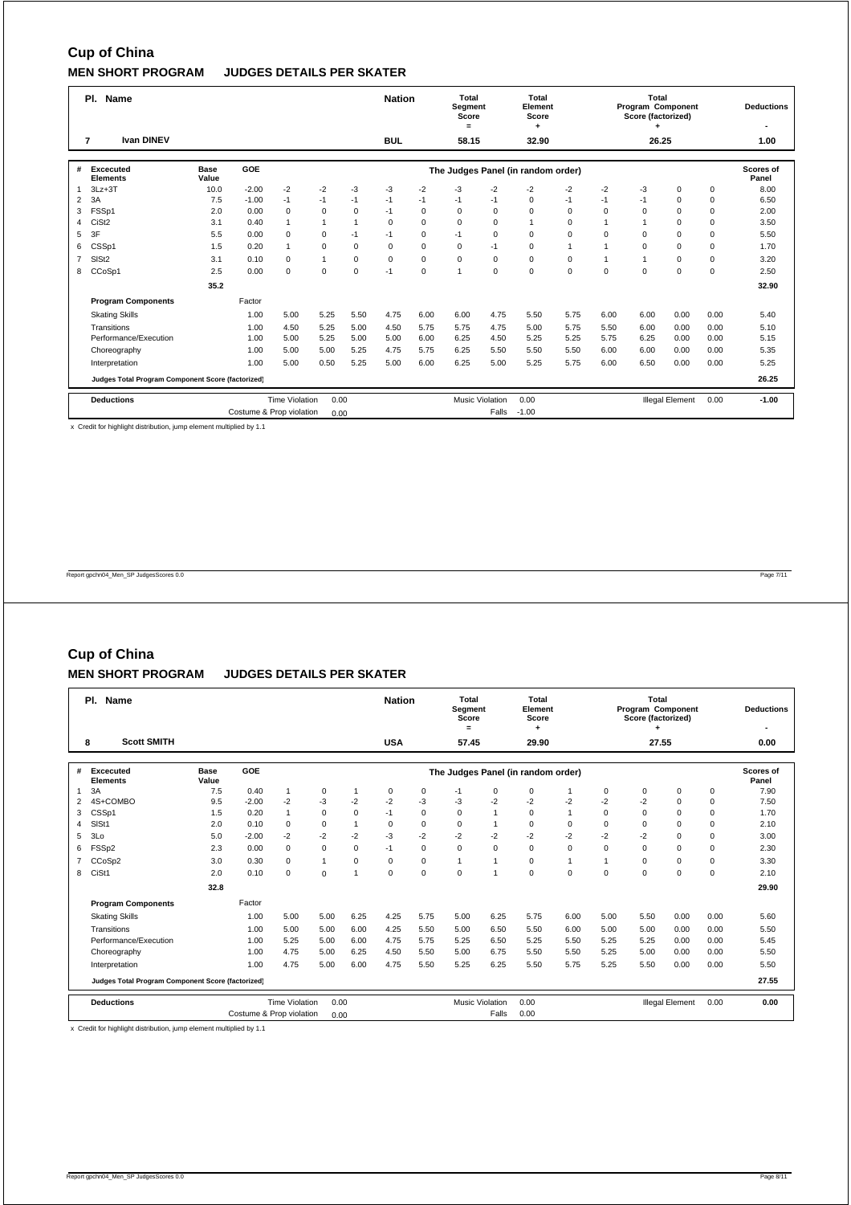# Cup of China

## MEN SHORT PROGRAM JUDGES DETAILS PER SKATER

| Pl. | Name | Nation | Total Segment Score = | Total Element Score + | Total Program Component Score (factorized) + | Deductions - |
|---|---|---|---|---|---|---|
| 7 | Ivan DINEV | BUL | 58.15 | 32.90 | 26.25 | 1.00 |

| # | Excecuted Elements | Base Value | GOE | | | | | | | The Judges Panel (in random order) | | | | | | | Scores of Panel |
|---|---|---|---|---|---|---|---|---|---|---|---|---|---|---|---|---|---|
| 1 | 3Lz+3T | 10.0 | -2.00 | -2 | -2 | -3 | -3 | -2 | -3 | -2 | -2 | -2 | -2 | -3 | 0 | 0 | 8.00 |
| 2 | 3A | 7.5 | -1.00 | -1 | -1 | -1 | -1 | -1 | -1 | -1 | 0 | -1 | -1 | -1 | 0 | 0 | 6.50 |
| 3 | FSSp1 | 2.0 | 0.00 | 0 | 0 | 0 | -1 | 0 | 0 | 0 | 0 | 0 | 0 | 0 | 0 | 0 | 2.00 |
| 4 | CiSt2 | 3.1 | 0.40 | 1 | 1 | 1 | 0 | 0 | 0 | 0 | 1 | 0 | 1 | 1 | 0 | 0 | 3.50 |
| 5 | 3F | 5.5 | 0.00 | 0 | 0 | -1 | -1 | 0 | -1 | 0 | 0 | 0 | 0 | 0 | 0 | 0 | 5.50 |
| 6 | CSSp1 | 1.5 | 0.20 | 1 | 0 | 0 | 0 | 0 | 0 | -1 | 0 | 1 | 1 | 0 | 0 | 0 | 1.70 |
| 7 | SlSt2 | 3.1 | 0.10 | 0 | 1 | 0 | 0 | 0 | 0 | 0 | 0 | 0 | 1 | 1 | 0 | 0 | 3.20 |
| 8 | CCoSp1 | 2.5 | 0.00 | 0 | 0 | 0 | -1 | 0 | 1 | 0 | 0 | 0 | 0 | 0 | 0 | 0 | 2.50 |
| | | 35.2 | | | | | | | | | | | | | | | 32.90 |
| | **Program Components** | | Factor | | | | | | | | | | | | | | |
| | Skating Skills | | 1.00 | 5.00 | 5.25 | 5.50 | 4.75 | 6.00 | 6.00 | 4.75 | 5.50 | 5.75 | 6.00 | 6.00 | 0.00 | 0.00 | 5.40 |
| | Transitions | | 1.00 | 4.50 | 5.25 | 5.00 | 4.50 | 5.75 | 5.75 | 4.75 | 5.00 | 5.75 | 5.50 | 6.00 | 0.00 | 0.00 | 5.10 |
| | Performance/Execution | | 1.00 | 5.00 | 5.25 | 5.00 | 5.00 | 6.00 | 6.25 | 4.50 | 5.25 | 5.25 | 5.75 | 6.25 | 0.00 | 0.00 | 5.15 |
| | Choreography | | 1.00 | 5.00 | 5.00 | 5.25 | 4.75 | 5.75 | 6.25 | 5.50 | 5.50 | 5.50 | 6.00 | 6.00 | 0.00 | 0.00 | 5.35 |
| | Interpretation | | 1.00 | 5.00 | 0.50 | 5.25 | 5.00 | 6.00 | 6.25 | 5.00 | 5.25 | 5.75 | 6.00 | 6.50 | 0.00 | 0.00 | 5.25 |
| | **Judges Total Program Component Score (factorized)** | | | | | | | | | | | | | | | | 26.25 |

| Deductions | | | | | | |
|---|---|---|---|---|---|---|
| Time Violation | 0.00 | Music Violation | 0.00 | Illegal Element | 0.00 | -1.00 |
| Costume & Prop violation | 0.00 | Falls | -1.00 | | | |

x Credit for highlight distribution, jump element multiplied by 1.1

# Cup of China

## MEN SHORT PROGRAM JUDGES DETAILS PER SKATER

| Pl. | Name | Nation | Total Segment Score = | Total Element Score + | Total Program Component Score (factorized) + | Deductions - |
|---|---|---|---|---|---|---|
| 8 | Scott SMITH | USA | 57.45 | 29.90 | 27.55 | 0.00 |

| # | Excecuted Elements | Base Value | GOE | | | | | | | The Judges Panel (in random order) | | | | | | | Scores of Panel |
|---|---|---|---|---|---|---|---|---|---|---|---|---|---|---|---|---|---|
| 1 | 3A | 7.5 | 0.40 | 1 | 0 | 1 | 0 | 0 | -1 | 0 | 0 | 1 | 0 | 0 | 0 | 0 | 7.90 |
| 2 | 4S+COMBO | 9.5 | -2.00 | -2 | -3 | -2 | -2 | -3 | -3 | -2 | -2 | -2 | -2 | -2 | 0 | 0 | 7.50 |
| 3 | CSSp1 | 1.5 | 0.20 | 1 | 0 | 0 | -1 | 0 | 0 | 1 | 0 | 1 | 0 | 0 | 0 | 0 | 1.70 |
| 4 | SlSt1 | 2.0 | 0.10 | 0 | 0 | 1 | 0 | 0 | 0 | 1 | 0 | 0 | 0 | 0 | 0 | 0 | 2.10 |
| 5 | 3Lo | 5.0 | -2.00 | -2 | -2 | -2 | -3 | -2 | -2 | -2 | -2 | -2 | -2 | -2 | 0 | 0 | 3.00 |
| 6 | FSSp2 | 2.3 | 0.00 | 0 | 0 | 0 | -1 | 0 | 0 | 0 | 0 | 0 | 0 | 0 | 0 | 0 | 2.30 |
| 7 | CCoSp2 | 3.0 | 0.30 | 0 | 1 | 0 | 0 | 0 | 1 | 1 | 0 | 1 | 1 | 0 | 0 | 0 | 3.30 |
| 8 | CiSt1 | 2.0 | 0.10 | 0 | 0 | 1 | 0 | 0 | 0 | 1 | 0 | 0 | 0 | 0 | 0 | 0 | 2.10 |
| | | 32.8 | | | | | | | | | | | | | | | 29.90 |
| | **Program Components** | | Factor | | | | | | | | | | | | | | |
| | Skating Skills | | 1.00 | 5.00 | 5.00 | 6.25 | 4.25 | 5.75 | 5.00 | 6.25 | 5.75 | 6.00 | 5.00 | 5.50 | 0.00 | 0.00 | 5.60 |
| | Transitions | | 1.00 | 5.00 | 5.00 | 6.00 | 4.25 | 5.50 | 5.00 | 6.50 | 5.50 | 6.00 | 5.00 | 5.00 | 0.00 | 0.00 | 5.50 |
| | Performance/Execution | | 1.00 | 5.25 | 5.00 | 6.00 | 4.75 | 5.75 | 5.25 | 6.50 | 5.25 | 5.50 | 5.25 | 5.25 | 0.00 | 0.00 | 5.45 |
| | Choreography | | 1.00 | 4.75 | 5.00 | 6.25 | 4.50 | 5.50 | 5.00 | 6.75 | 5.50 | 5.50 | 5.25 | 5.00 | 0.00 | 0.00 | 5.50 |
| | Interpretation | | 1.00 | 4.75 | 5.00 | 6.00 | 4.75 | 5.50 | 5.25 | 6.25 | 5.50 | 5.75 | 5.25 | 5.50 | 0.00 | 0.00 | 5.50 |
| | **Judges Total Program Component Score (factorized)** | | | | | | | | | | | | | | | | 27.55 |

| Deductions | | | | | | |
|---|---|---|---|---|---|---|
| Time Violation | 0.00 | Music Violation | 0.00 | Illegal Element | 0.00 | 0.00 |
| Costume & Prop violation | 0.00 | Falls | 0.00 | | | |

x Credit for highlight distribution, jump element multiplied by 1.1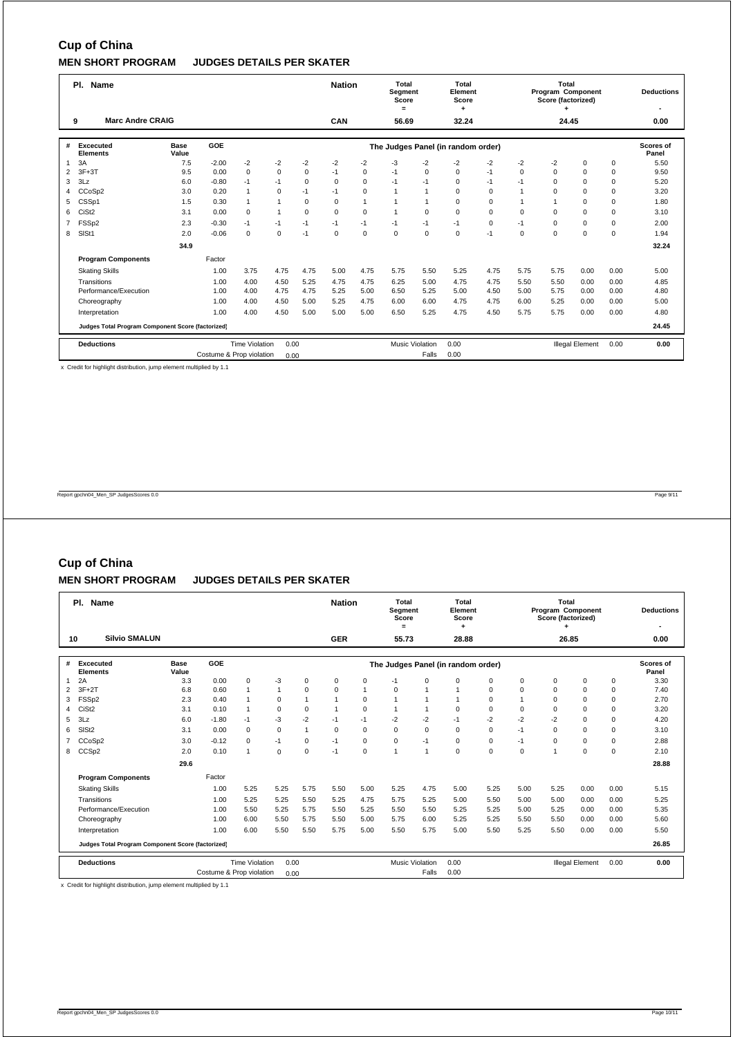# Cup of China

## MEN SHORT PROGRAM JUDGES DETAILS PER SKATER

| Pl. | Name | Nation | Total Segment Score = | Total Element Score + | Total Program Component Score (factorized) + | Deductions - |
|---|---|---|---|---|---|---|
| 9 | Marc Andre CRAIG | CAN | 56.69 | 32.24 | 24.45 | 0.00 |

| # | Excecuted Elements | Base Value | GOE | The Judges Panel (in random order) | | | | | | | | | | | | Scores of Panel |
|---|---|---|---|---|---|---|---|---|---|---|---|---|---|---|---|---|
| 1 | 3A | 7.5 | -2.00 | -2 | -2 | -2 | -2 | -2 | -3 | -2 | -2 | -2 | -2 | -2 | 0 | 0 | 5.50 |
| 2 | 3F+3T | 9.5 | 0.00 | 0 | 0 | 0 | -1 | 0 | -1 | 0 | 0 | -1 | 0 | 0 | 0 | 0 | 9.50 |
| 3 | 3Lz | 6.0 | -0.80 | -1 | -1 | 0 | 0 | 0 | -1 | -1 | 0 | -1 | -1 | 0 | 0 | 0 | 5.20 |
| 4 | CCoSp2 | 3.0 | 0.20 | 1 | 0 | -1 | -1 | 0 | 1 | 1 | 0 | 0 | 1 | 0 | 0 | 0 | 3.20 |
| 5 | CSSp1 | 1.5 | 0.30 | 1 | 1 | 0 | 0 | 1 | 1 | 1 | 0 | 0 | 1 | 1 | 0 | 0 | 1.80 |
| 6 | CiSt2 | 3.1 | 0.00 | 0 | 1 | 0 | 0 | 0 | 1 | 0 | 0 | 0 | 0 | 0 | 0 | 0 | 3.10 |
| 7 | FSSp2 | 2.3 | -0.30 | -1 | -1 | -1 | -1 | -1 | -1 | -1 | -1 | 0 | -1 | 0 | 0 | 0 | 2.00 |
| 8 | SlSt1 | 2.0 | -0.06 | 0 | 0 | -1 | 0 | 0 | 0 | 0 | 0 | -1 | 0 | 0 | 0 | 0 | 1.94 |
| | | 34.9 | | | | | | | | | | | | | | | 32.24 |
| | **Program Components** | | Factor | | | | | | | | | | | | | | |
| | Skating Skills | | 1.00 | 3.75 | 4.75 | 4.75 | 5.00 | 4.75 | 5.75 | 5.50 | 5.25 | 4.75 | 5.75 | 5.75 | 0.00 | 0.00 | 5.00 |
| | Transitions | | 1.00 | 4.00 | 4.50 | 5.25 | 4.75 | 4.75 | 6.25 | 5.00 | 4.75 | 4.75 | 5.50 | 5.50 | 0.00 | 0.00 | 4.85 |
| | Performance/Execution | | 1.00 | 4.00 | 4.75 | 4.75 | 5.25 | 5.00 | 6.50 | 5.25 | 5.00 | 4.50 | 5.00 | 5.75 | 0.00 | 0.00 | 4.80 |
| | Choreography | | 1.00 | 4.00 | 4.50 | 5.00 | 5.25 | 4.75 | 6.00 | 6.00 | 4.75 | 4.75 | 6.00 | 5.25 | 0.00 | 0.00 | 5.00 |
| | Interpretation | | 1.00 | 4.00 | 4.50 | 5.00 | 5.00 | 5.00 | 6.50 | 5.25 | 4.75 | 4.50 | 5.75 | 5.75 | 0.00 | 0.00 | 4.80 |
| | **Judges Total Program Component Score (factorized)** | | | | | | | | | | | | | | | | 24.45 |

| Deductions | Time Violation | 0.00 | Music Violation | 0.00 | Illegal Element | 0.00 | 0.00 |
|---|---|---|---|---|---|---|---|
| | Costume & Prop violation | 0.00 | Falls | 0.00 | | | |

x Credit for highlight distribution, jump element multiplied by 1.1

Report gpchn04_Men_SP JudgesScores 0.0

# Cup of China

## MEN SHORT PROGRAM JUDGES DETAILS PER SKATER

| Pl. | Name | Nation | Total Segment Score = | Total Element Score + | Total Program Component Score (factorized) + | Deductions - |
|---|---|---|---|---|---|---|
| 10 | Silvio SMALUN | GER | 55.73 | 28.88 | 26.85 | 0.00 |

| # | Excecuted Elements | Base Value | GOE | The Judges Panel (in random order) | | | | | | | | | | | | Scores of Panel |
|---|---|---|---|---|---|---|---|---|---|---|---|---|---|---|---|---|
| 1 | 2A | 3.3 | 0.00 | 0 | -3 | 0 | 0 | 0 | -1 | 0 | 0 | 0 | 0 | 0 | 0 | 0 | 3.30 |
| 2 | 3F+2T | 6.8 | 0.60 | 1 | 1 | 0 | 0 | 1 | 0 | 1 | 1 | 0 | 0 | 0 | 0 | 0 | 7.40 |
| 3 | FSSp2 | 2.3 | 0.40 | 1 | 0 | 1 | 1 | 0 | 1 | 1 | 1 | 0 | 1 | 0 | 0 | 0 | 2.70 |
| 4 | CiSt2 | 3.1 | 0.10 | 1 | 0 | 0 | 1 | 0 | 1 | 1 | 0 | 0 | 0 | 0 | 0 | 0 | 3.20 |
| 5 | 3Lz | 6.0 | -1.80 | -1 | -3 | -2 | -1 | -1 | -2 | -2 | -1 | -2 | -2 | -2 | 0 | 0 | 4.20 |
| 6 | SlSt2 | 3.1 | 0.00 | 0 | 0 | 1 | 0 | 0 | 0 | 0 | 0 | 0 | -1 | 0 | 0 | 0 | 3.10 |
| 7 | CCoSp2 | 3.0 | -0.12 | 0 | -1 | 0 | -1 | 0 | 0 | -1 | 0 | 0 | -1 | 0 | 0 | 0 | 2.88 |
| 8 | CCSp2 | 2.0 | 0.10 | 1 | 0 | 0 | -1 | 0 | 1 | 1 | 0 | 0 | 0 | 1 | 0 | 0 | 2.10 |
| | | 29.6 | | | | | | | | | | | | | | | 28.88 |
| | **Program Components** | | Factor | | | | | | | | | | | | | | |
| | Skating Skills | | 1.00 | 5.25 | 5.25 | 5.75 | 5.50 | 5.00 | 5.25 | 4.75 | 5.00 | 5.25 | 5.00 | 5.25 | 0.00 | 0.00 | 5.15 |
| | Transitions | | 1.00 | 5.25 | 5.25 | 5.50 | 5.25 | 4.75 | 5.75 | 5.25 | 5.00 | 5.50 | 5.00 | 5.00 | 0.00 | 0.00 | 5.25 |
| | Performance/Execution | | 1.00 | 5.50 | 5.25 | 5.75 | 5.50 | 5.25 | 5.50 | 5.50 | 5.25 | 5.25 | 5.00 | 5.25 | 0.00 | 0.00 | 5.35 |
| | Choreography | | 1.00 | 6.00 | 5.50 | 5.75 | 5.50 | 5.00 | 5.75 | 6.00 | 5.25 | 5.25 | 5.50 | 5.50 | 0.00 | 0.00 | 5.60 |
| | Interpretation | | 1.00 | 6.00 | 5.50 | 5.50 | 5.75 | 5.00 | 5.50 | 5.75 | 5.00 | 5.50 | 5.25 | 5.50 | 0.00 | 0.00 | 5.50 |
| | **Judges Total Program Component Score (factorized)** | | | | | | | | | | | | | | | | 26.85 |

| Deductions | Time Violation | 0.00 | Music Violation | 0.00 | Illegal Element | 0.00 | 0.00 |
|---|---|---|---|---|---|---|---|
| | Costume & Prop violation | 0.00 | Falls | 0.00 | | | |

x Credit for highlight distribution, jump element multiplied by 1.1

Report gpchn04_Men_SP JudgesScores 0.0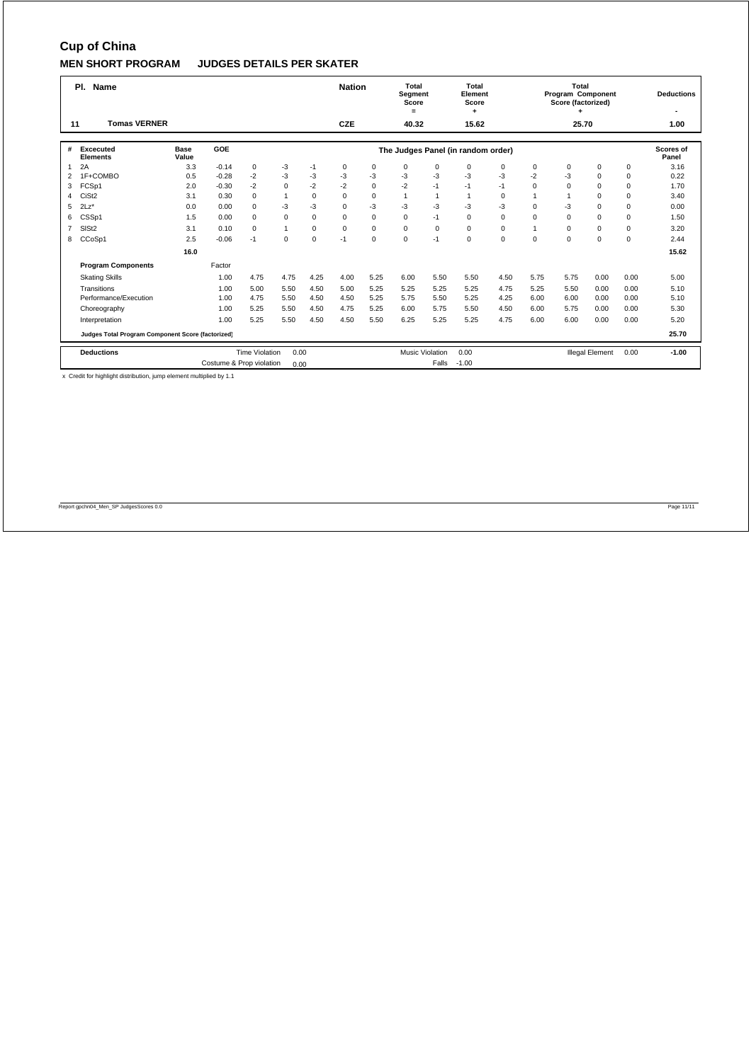# Cup of China

## MEN SHORT PROGRAM JUDGES DETAILS PER SKATER

| Pl. | Name | Nation | Total Segment Score = | Total Element Score + | Total Program Component Score (factorized) + | Deductions - |
|---|---|---|---|---|---|---|
| 11 | Tomas VERNER | CZE | 40.32 | 15.62 | 25.70 | 1.00 |

| # | Excecuted Elements | Base Value | GOE | The Judges Panel (in random order) | | | | | | | | | | | | Scores of Panel |
|---|---|---|---|---|---|---|---|---|---|---|---|---|---|---|---|---|
| 1 | 2A | 3.3 | -0.14 | 0 | -3 | -1 | 0 | 0 | 0 | 0 | 0 | 0 | 0 | 0 | 0 | 0 | 3.16 |
| 2 | 1F+COMBO | 0.5 | -0.28 | -2 | -3 | -3 | -3 | -3 | -3 | -3 | -3 | -3 | -2 | -3 | 0 | 0 | 0.22 |
| 3 | FCSp1 | 2.0 | -0.30 | -2 | 0 | -2 | -2 | 0 | -2 | -1 | -1 | -1 | 0 | 0 | 0 | 0 | 1.70 |
| 4 | CiSt2 | 3.1 | 0.30 | 0 | 1 | 0 | 0 | 0 | 1 | 1 | 1 | 0 | 1 | 1 | 0 | 0 | 3.40 |
| 5 | 2Lz* | 0.0 | 0.00 | 0 | -3 | -3 | 0 | -3 | -3 | -3 | -3 | -3 | 0 | -3 | 0 | 0 | 0.00 |
| 6 | CSSp1 | 1.5 | 0.00 | 0 | 0 | 0 | 0 | 0 | 0 | -1 | 0 | 0 | 0 | 0 | 0 | 0 | 1.50 |
| 7 | SlSt2 | 3.1 | 0.10 | 0 | 1 | 0 | 0 | 0 | 0 | 0 | 0 | 0 | 1 | 0 | 0 | 0 | 3.20 |
| 8 | CCoSp1 | 2.5 | -0.06 | -1 | 0 | 0 | -1 | 0 | 0 | -1 | 0 | 0 | 0 | 0 | 0 | 0 | 2.44 |
| | | 16.0 | | | | | | | | | | | | | | | 15.62 |
| | **Program Components** | | Factor | | | | | | | | | | | | | | |
| | Skating Skills | | 1.00 | 4.75 | 4.75 | 4.25 | 4.00 | 5.25 | 6.00 | 5.50 | 5.50 | 4.50 | 5.75 | 5.75 | 0.00 | 0.00 | 5.00 |
| | Transitions | | 1.00 | 5.00 | 5.50 | 4.50 | 5.00 | 5.25 | 5.25 | 5.25 | 5.25 | 4.75 | 5.25 | 5.50 | 0.00 | 0.00 | 5.10 |
| | Performance/Execution | | 1.00 | 4.75 | 5.50 | 4.50 | 4.50 | 5.25 | 5.75 | 5.50 | 5.25 | 4.25 | 6.00 | 6.00 | 0.00 | 0.00 | 5.10 |
| | Choreography | | 1.00 | 5.25 | 5.50 | 4.50 | 4.75 | 5.25 | 6.00 | 5.75 | 5.50 | 4.50 | 6.00 | 5.75 | 0.00 | 0.00 | 5.30 |
| | Interpretation | | 1.00 | 5.25 | 5.50 | 4.50 | 4.50 | 5.50 | 6.25 | 5.25 | 5.25 | 4.75 | 6.00 | 6.00 | 0.00 | 0.00 | 5.20 |
| | **Judges Total Program Component Score (factorized)** | | | | | | | | | | | | | | | | 25.70 |

| **Deductions** | Time Violation | 0.00 | Music Violation | 0.00 | Illegal Element | 0.00 | -1.00 |
|---|---|---|---|---|---|---|---|
| | Costume & Prop violation | 0.00 | Falls | -1.00 | | | |

x Credit for highlight distribution, jump element multiplied by 1.1

Report gpchn04_Men_SP JudgesScores 0.0